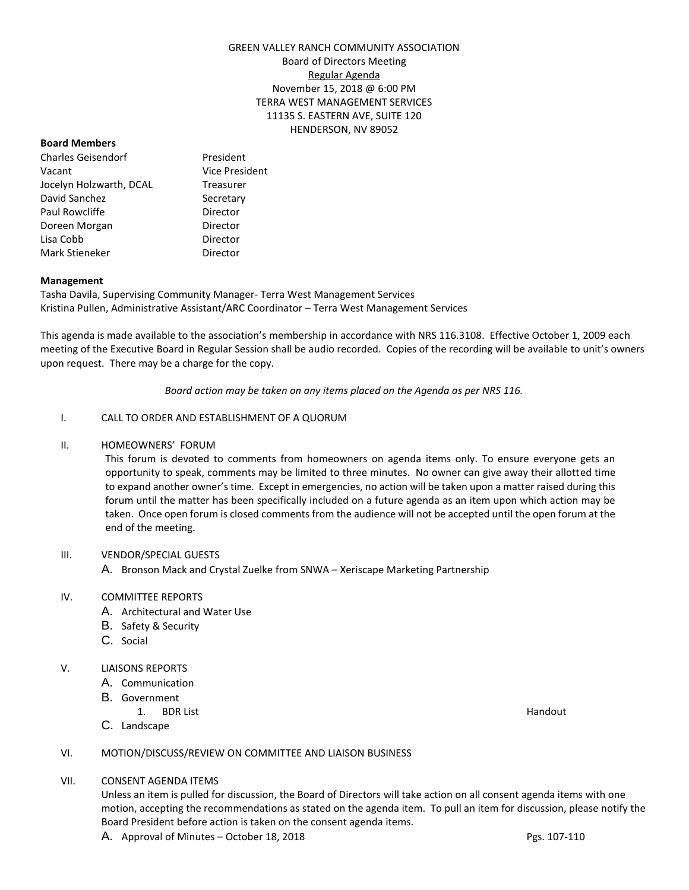GREEN VALLEY RANCH COMMUNITY ASSOCIATION
Board of Directors Meeting
<u>Regular Agenda</u>
November 15, 2018 @ 6:00 PM
TERRA WEST MANAGEMENT SERVICES
11135 S. EASTERN AVE, SUITE 120
HENDERSON, NV 89052

**Board Members**

| | |
|---|---|
| Charles Geisendorf | President |
| Vacant | Vice President |
| Jocelyn Holzwarth, DCAL | Treasurer |
| David Sanchez | Secretary |
| Paul Rowcliffe | Director |
| Doreen Morgan | Director |
| Lisa Cobb | Director |
| Mark Stieneker | Director |

**Management**

Tasha Davila, Supervising Community Manager- Terra West Management Services
Kristina Pullen, Administrative Assistant/ARC Coordinator – Terra West Management Services

This agenda is made available to the association's membership in accordance with NRS 116.3108. Effective October 1, 2009 each meeting of the Executive Board in Regular Session shall be audio recorded. Copies of the recording will be available to unit's owners upon request. There may be a charge for the copy.

*Board action may be taken on any items placed on the Agenda as per NRS 116.*

I. CALL TO ORDER AND ESTABLISHMENT OF A QUORUM

II. HOMEOWNERS' FORUM

This forum is devoted to comments from homeowners on agenda items only. To ensure everyone gets an opportunity to speak, comments may be limited to three minutes. No owner can give away their allotted time to expand another owner's time. Except in emergencies, no action will be taken upon a matter raised during this forum until the matter has been specifically included on a future agenda as an item upon which action may be taken. Once open forum is closed comments from the audience will not be accepted until the open forum at the end of the meeting.

III. VENDOR/SPECIAL GUESTS

A. Bronson Mack and Crystal Zuelke from SNWA – Xeriscape Marketing Partnership

IV. COMMITTEE REPORTS

A. Architectural and Water Use
B. Safety & Security
C. Social

V. LIAISONS REPORTS

A. Communication
B. Government
  1. BDR List — Handout
C. Landscape

VI. MOTION/DISCUSS/REVIEW ON COMMITTEE AND LIAISON BUSINESS

VII. CONSENT AGENDA ITEMS

Unless an item is pulled for discussion, the Board of Directors will take action on all consent agenda items with one motion, accepting the recommendations as stated on the agenda item. To pull an item for discussion, please notify the Board President before action is taken on the consent agenda items.

A. Approval of Minutes – October 18, 2018 — Pgs. 107-110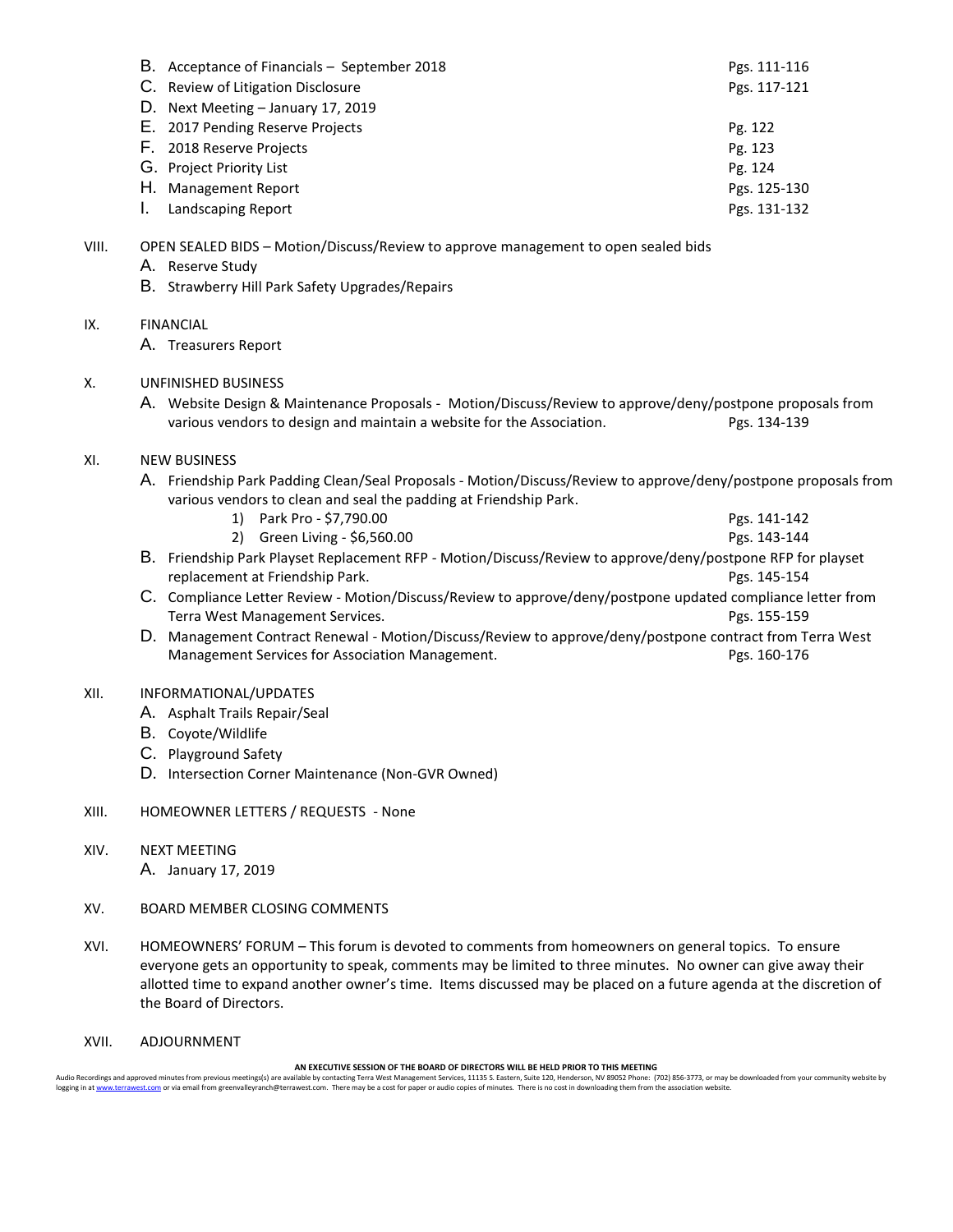B. Acceptance of Financials – September 2018 Pgs. 111-116
C. Review of Litigation Disclosure Pgs. 117-121
D. Next Meeting – January 17, 2019
E. 2017 Pending Reserve Projects Pg. 122
F. 2018 Reserve Projects Pg. 123
G. Project Priority List Pg. 124
H. Management Report Pgs. 125-130
I. Landscaping Report Pgs. 131-132

VIII. OPEN SEALED BIDS – Motion/Discuss/Review to approve management to open sealed bids
A. Reserve Study
B. Strawberry Hill Park Safety Upgrades/Repairs

IX. FINANCIAL
A. Treasurers Report

X. UNFINISHED BUSINESS
A. Website Design & Maintenance Proposals - Motion/Discuss/Review to approve/deny/postpone proposals from various vendors to design and maintain a website for the Association. Pgs. 134-139

XI. NEW BUSINESS
A. Friendship Park Padding Clean/Seal Proposals - Motion/Discuss/Review to approve/deny/postpone proposals from various vendors to clean and seal the padding at Friendship Park.
1) Park Pro - $7,790.00 Pgs. 141-142
2) Green Living - $6,560.00 Pgs. 143-144
B. Friendship Park Playset Replacement RFP - Motion/Discuss/Review to approve/deny/postpone RFP for playset replacement at Friendship Park. Pgs. 145-154
C. Compliance Letter Review - Motion/Discuss/Review to approve/deny/postpone updated compliance letter from Terra West Management Services. Pgs. 155-159
D. Management Contract Renewal - Motion/Discuss/Review to approve/deny/postpone contract from Terra West Management Services for Association Management. Pgs. 160-176

XII. INFORMATIONAL/UPDATES
A. Asphalt Trails Repair/Seal
B. Coyote/Wildlife
C. Playground Safety
D. Intersection Corner Maintenance (Non-GVR Owned)

XIII. HOMEOWNER LETTERS / REQUESTS - None

XIV. NEXT MEETING
A. January 17, 2019

XV. BOARD MEMBER CLOSING COMMENTS

XVI. HOMEOWNERS' FORUM – This forum is devoted to comments from homeowners on general topics. To ensure everyone gets an opportunity to speak, comments may be limited to three minutes. No owner can give away their allotted time to expand another owner's time. Items discussed may be placed on a future agenda at the discretion of the Board of Directors.

XVII. ADJOURNMENT

**AN EXECUTIVE SESSION OF THE BOARD OF DIRECTORS WILL BE HELD PRIOR TO THIS MEETING**

Audio Recordings and approved minutes from previous meetings(s) are available by contacting Terra West Management Services, 11135 S. Eastern, Suite 120, Henderson, NV 89052 Phone: (702) 856-3773, or may be downloaded from your community website by logging in at www.terrawest.com or via email from greenvalleyranch@terrawest.com. There may be a cost for paper or audio copies of minutes. There is no cost in downloading them from the association website.